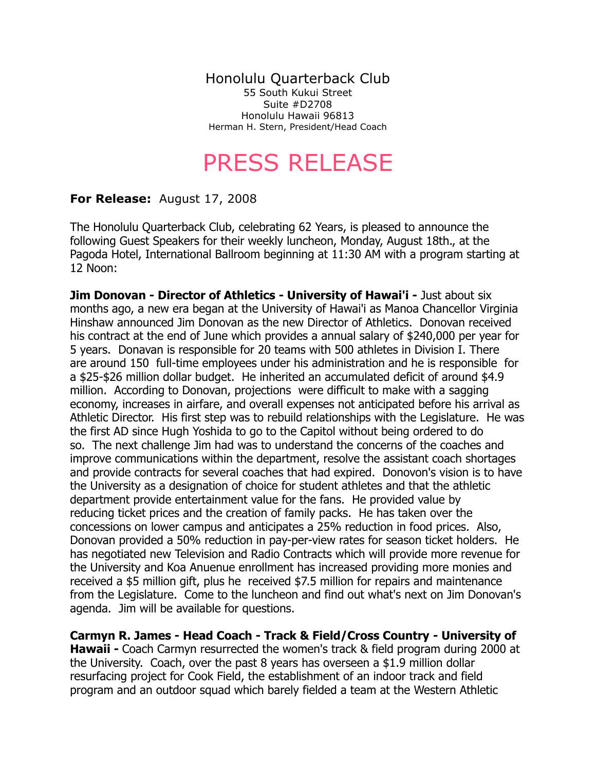Honolulu Quarterback Club
55 South Kukui Street
Suite #D2708
Honolulu Hawaii 96813
Herman H. Stern, President/Head Coach

# PRESS RELEASE

**For Release:** August 17, 2008

The Honolulu Quarterback Club, celebrating 62 Years, is pleased to announce the following Guest Speakers for their weekly luncheon, Monday, August 18th., at the Pagoda Hotel, International Ballroom beginning at 11:30 AM with a program starting at 12 Noon:

**Jim Donovan - Director of Athletics - University of Hawai'i -** Just about six months ago, a new era began at the University of Hawai'i as Manoa Chancellor Virginia Hinshaw announced Jim Donovan as the new Director of Athletics. Donovan received his contract at the end of June which provides a annual salary of $240,000 per year for 5 years. Donavan is responsible for 20 teams with 500 athletes in Division I. There are around 150 full-time employees under his administration and he is responsible for a $25-$26 million dollar budget. He inherited an accumulated deficit of around $4.9 million. According to Donovan, projections were difficult to make with a sagging economy, increases in airfare, and overall expenses not anticipated before his arrival as Athletic Director. His first step was to rebuild relationships with the Legislature. He was the first AD since Hugh Yoshida to go to the Capitol without being ordered to do so. The next challenge Jim had was to understand the concerns of the coaches and improve communications within the department, resolve the assistant coach shortages and provide contracts for several coaches that had expired. Donovon's vision is to have the University as a designation of choice for student athletes and that the athletic department provide entertainment value for the fans. He provided value by reducing ticket prices and the creation of family packs. He has taken over the concessions on lower campus and anticipates a 25% reduction in food prices. Also, Donovan provided a 50% reduction in pay-per-view rates for season ticket holders. He has negotiated new Television and Radio Contracts which will provide more revenue for the University and Koa Anuenue enrollment has increased providing more monies and received a $5 million gift, plus he received $7.5 million for repairs and maintenance from the Legislature. Come to the luncheon and find out what's next on Jim Donovan's agenda. Jim will be available for questions.

**Carmyn R. James - Head Coach - Track & Field/Cross Country - University of Hawaii -** Coach Carmyn resurrected the women's track & field program during 2000 at the University. Coach, over the past 8 years has overseen a $1.9 million dollar resurfacing project for Cook Field, the establishment of an indoor track and field program and an outdoor squad which barely fielded a team at the Western Athletic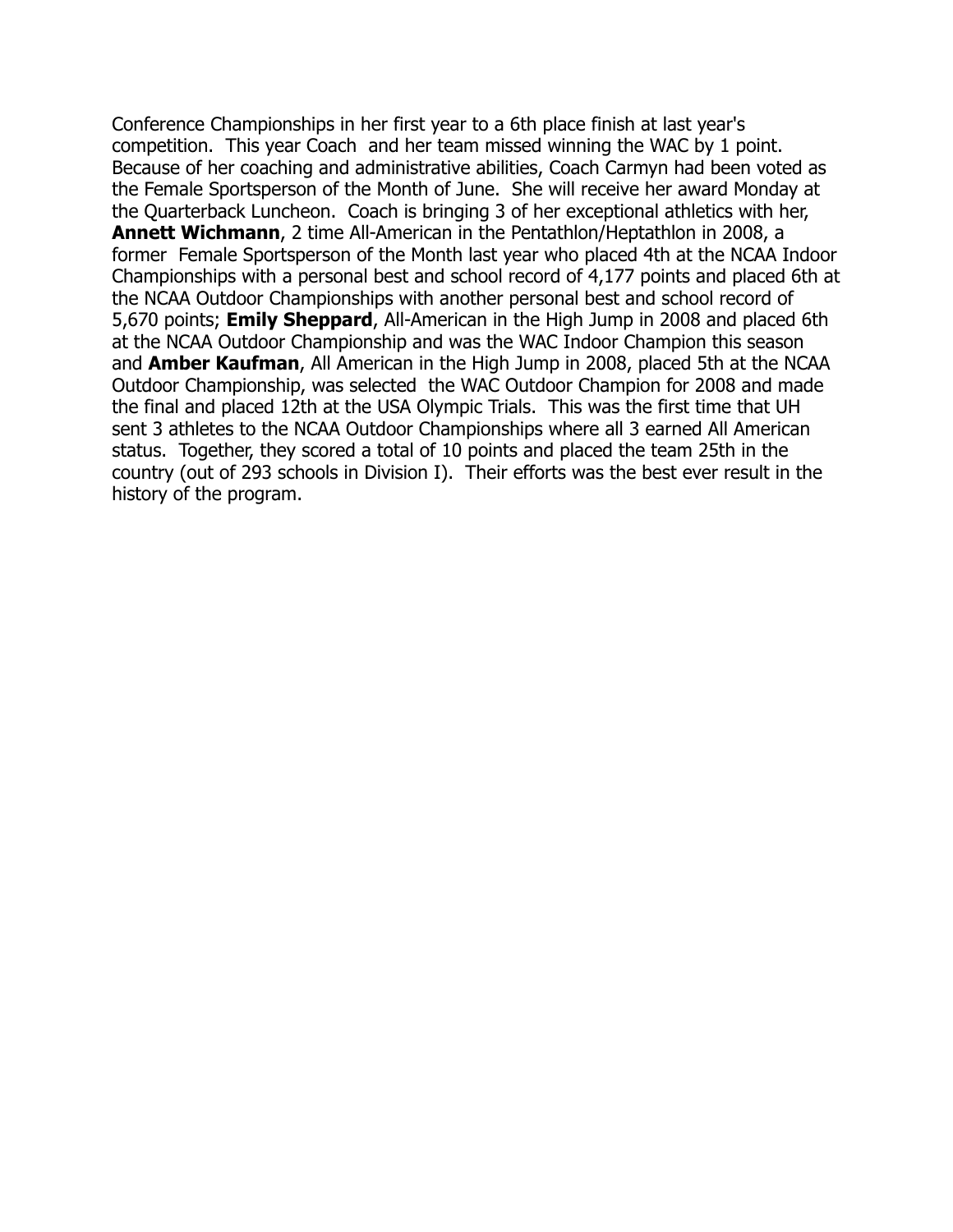Conference Championships in her first year to a 6th place finish at last year's competition. This year Coach and her team missed winning the WAC by 1 point. Because of her coaching and administrative abilities, Coach Carmyn had been voted as the Female Sportsperson of the Month of June. She will receive her award Monday at the Quarterback Luncheon. Coach is bringing 3 of her exceptional athletics with her, **Annett Wichmann**, 2 time All-American in the Pentathlon/Heptathlon in 2008, a former Female Sportsperson of the Month last year who placed 4th at the NCAA Indoor Championships with a personal best and school record of 4,177 points and placed 6th at the NCAA Outdoor Championships with another personal best and school record of 5,670 points; **Emily Sheppard**, All-American in the High Jump in 2008 and placed 6th at the NCAA Outdoor Championship and was the WAC Indoor Champion this season and **Amber Kaufman**, All American in the High Jump in 2008, placed 5th at the NCAA Outdoor Championship, was selected the WAC Outdoor Champion for 2008 and made the final and placed 12th at the USA Olympic Trials. This was the first time that UH sent 3 athletes to the NCAA Outdoor Championships where all 3 earned All American status. Together, they scored a total of 10 points and placed the team 25th in the country (out of 293 schools in Division I). Their efforts was the best ever result in the history of the program.